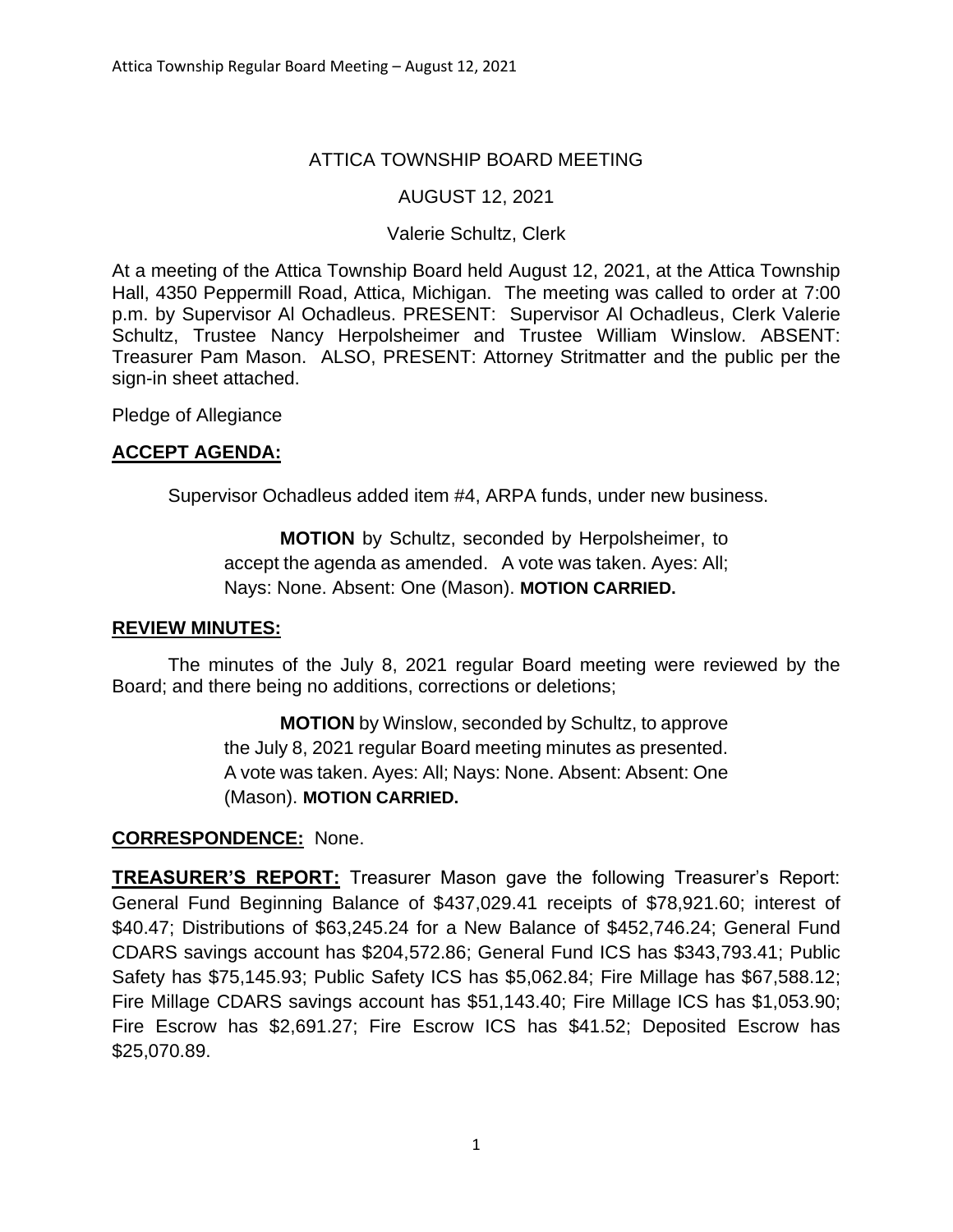ATTICA TOWNSHIP BOARD MEETING

AUGUST 12, 2021

Valerie Schultz, Clerk

At a meeting of the Attica Township Board held August 12, 2021, at the Attica Township Hall, 4350 Peppermill Road, Attica, Michigan. The meeting was called to order at 7:00 p.m. by Supervisor Al Ochadleus. PRESENT: Supervisor Al Ochadleus, Clerk Valerie Schultz, Trustee Nancy Herpolsheimer and Trustee William Winslow. ABSENT: Treasurer Pam Mason. ALSO, PRESENT: Attorney Stritmatter and the public per the sign-in sheet attached.

Pledge of Allegiance

**ACCEPT AGENDA:**

Supervisor Ochadleus added item #4, ARPA funds, under new business.

> **MOTION** by Schultz, seconded by Herpolsheimer, to accept the agenda as amended. A vote was taken. Ayes: All; Nays: None. Absent: One (Mason). **MOTION CARRIED.**

**REVIEW MINUTES:**

The minutes of the July 8, 2021 regular Board meeting were reviewed by the Board; and there being no additions, corrections or deletions;

> **MOTION** by Winslow, seconded by Schultz, to approve the July 8, 2021 regular Board meeting minutes as presented. A vote was taken. Ayes: All; Nays: None. Absent: Absent: One (Mason). **MOTION CARRIED.**

**CORRESPONDENCE:** None.

**TREASURER'S REPORT:** Treasurer Mason gave the following Treasurer's Report: General Fund Beginning Balance of $437,029.41 receipts of $78,921.60; interest of $40.47; Distributions of $63,245.24 for a New Balance of $452,746.24; General Fund CDARS savings account has $204,572.86; General Fund ICS has $343,793.41; Public Safety has $75,145.93; Public Safety ICS has $5,062.84; Fire Millage has $67,588.12; Fire Millage CDARS savings account has $51,143.40; Fire Millage ICS has $1,053.90; Fire Escrow has $2,691.27; Fire Escrow ICS has $41.52; Deposited Escrow has $25,070.89.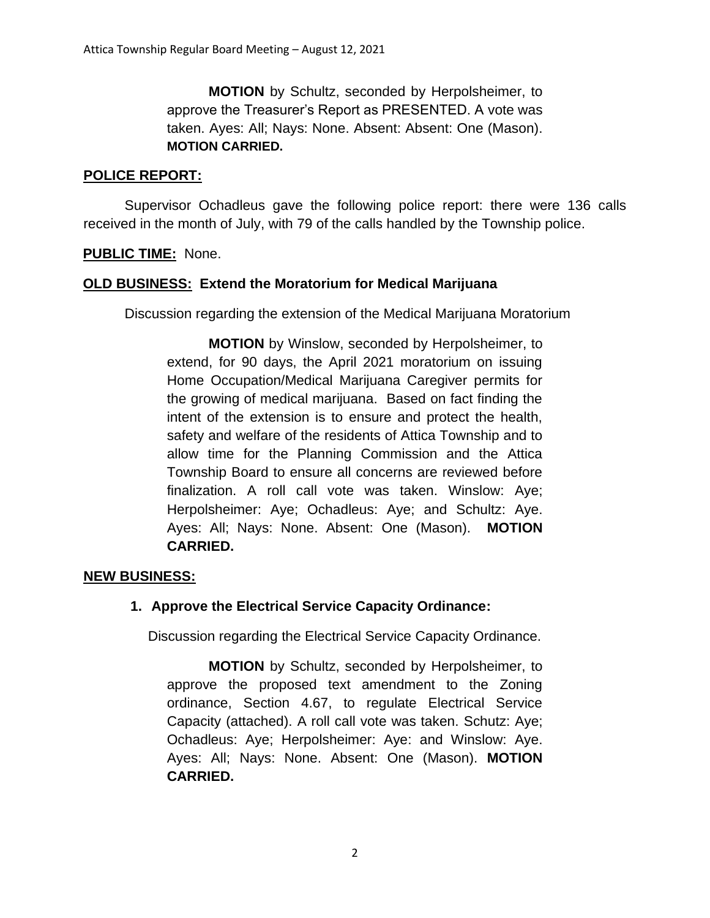**MOTION** by Schultz, seconded by Herpolsheimer, to approve the Treasurer's Report as PRESENTED. A vote was taken. Ayes: All; Nays: None. Absent: Absent: One (Mason). **MOTION CARRIED.**

**POLICE REPORT:**

Supervisor Ochadleus gave the following police report: there were 136 calls received in the month of July, with 79 of the calls handled by the Township police.

**PUBLIC TIME:** None.

**OLD BUSINESS: Extend the Moratorium for Medical Marijuana**

Discussion regarding the extension of the Medical Marijuana Moratorium

**MOTION** by Winslow, seconded by Herpolsheimer, to extend, for 90 days, the April 2021 moratorium on issuing Home Occupation/Medical Marijuana Caregiver permits for the growing of medical marijuana. Based on fact finding the intent of the extension is to ensure and protect the health, safety and welfare of the residents of Attica Township and to allow time for the Planning Commission and the Attica Township Board to ensure all concerns are reviewed before finalization. A roll call vote was taken. Winslow: Aye; Herpolsheimer: Aye; Ochadleus: Aye; and Schultz: Aye. Ayes: All; Nays: None. Absent: One (Mason). **MOTION CARRIED.**

**NEW BUSINESS:**

**1. Approve the Electrical Service Capacity Ordinance:**

Discussion regarding the Electrical Service Capacity Ordinance.

**MOTION** by Schultz, seconded by Herpolsheimer, to approve the proposed text amendment to the Zoning ordinance, Section 4.67, to regulate Electrical Service Capacity (attached). A roll call vote was taken. Schutz: Aye; Ochadleus: Aye; Herpolsheimer: Aye: and Winslow: Aye. Ayes: All; Nays: None. Absent: One (Mason). **MOTION CARRIED.**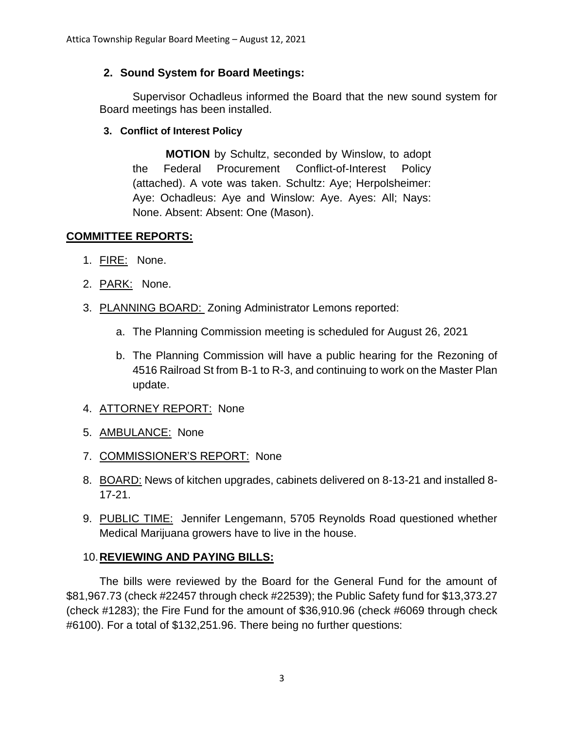**2. Sound System for Board Meetings:**

Supervisor Ochadleus informed the Board that the new sound system for Board meetings has been installed.

**3. Conflict of Interest Policy**

**MOTION** by Schultz, seconded by Winslow, to adopt the Federal Procurement Conflict-of-Interest Policy (attached). A vote was taken. Schultz: Aye; Herpolsheimer: Aye: Ochadleus: Aye and Winslow: Aye. Ayes: All; Nays: None. Absent: Absent: One (Mason).

## COMMITTEE REPORTS:

1. FIRE: None.
2. PARK: None.
3. PLANNING BOARD: Zoning Administrator Lemons reported:
    a. The Planning Commission meeting is scheduled for August 26, 2021
    b. The Planning Commission will have a public hearing for the Rezoning of 4516 Railroad St from B-1 to R-3, and continuing to work on the Master Plan update.
4. ATTORNEY REPORT: None
5. AMBULANCE: None

7. COMMISSIONER'S REPORT: None
8. BOARD: News of kitchen upgrades, cabinets delivered on 8-13-21 and installed 8-17-21.
9. PUBLIC TIME: Jennifer Lengemann, 5705 Reynolds Road questioned whether Medical Marijuana growers have to live in the house.
10. **REVIEWING AND PAYING BILLS:**

The bills were reviewed by the Board for the General Fund for the amount of $81,967.73 (check #22457 through check #22539); the Public Safety fund for $13,373.27 (check #1283); the Fire Fund for the amount of $36,910.96 (check #6069 through check #6100). For a total of $132,251.96. There being no further questions: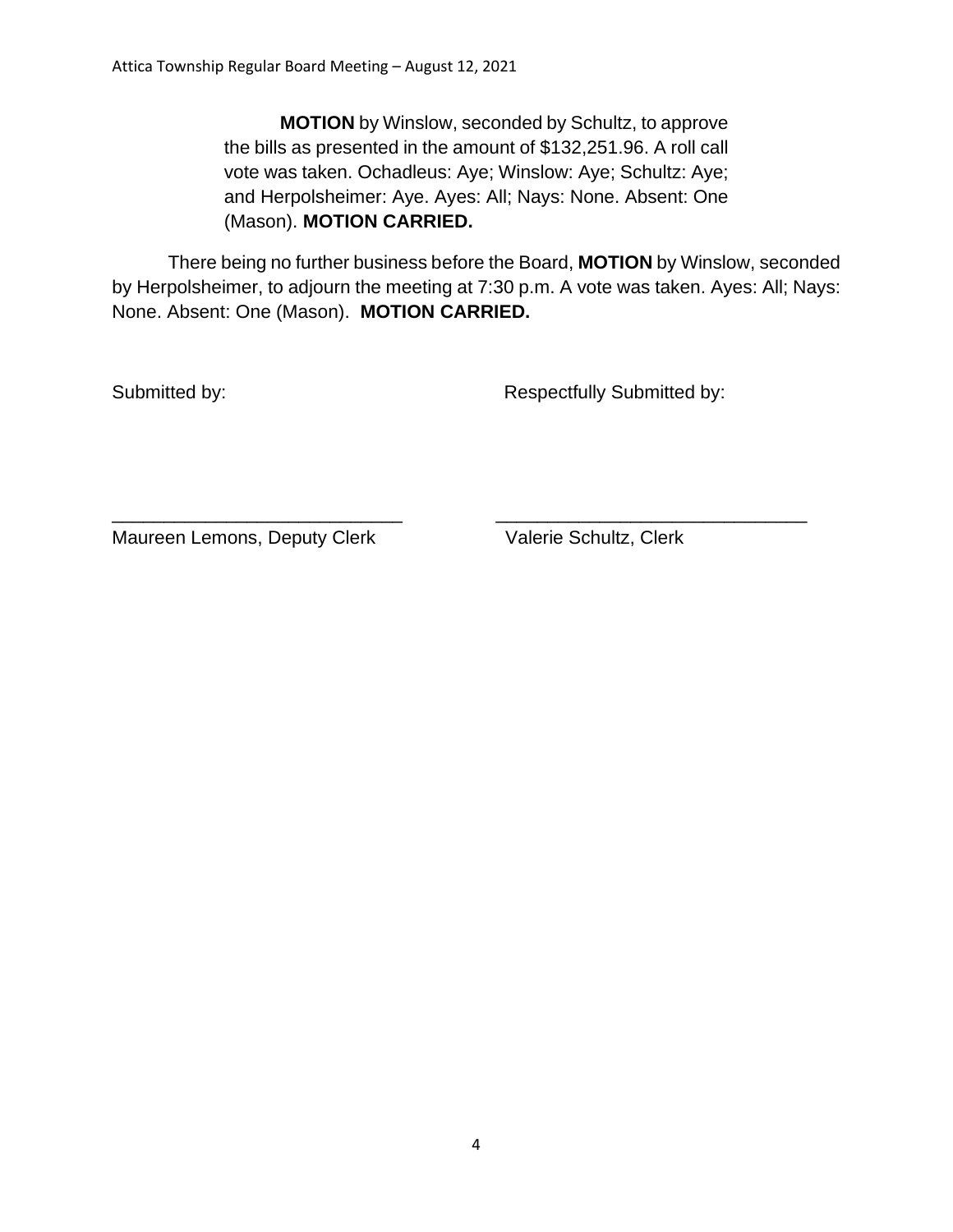**MOTION** by Winslow, seconded by Schultz, to approve the bills as presented in the amount of $132,251.96. A roll call vote was taken. Ochadleus: Aye; Winslow: Aye; Schultz: Aye; and Herpolsheimer: Aye. Ayes: All; Nays: None. Absent: One (Mason). **MOTION CARRIED.**

There being no further business before the Board, **MOTION** by Winslow, seconded by Herpolsheimer, to adjourn the meeting at 7:30 p.m. A vote was taken. Ayes: All; Nays: None. Absent: One (Mason). **MOTION CARRIED.**

Submitted by:

____________________________

Maureen Lemons, Deputy Clerk

Respectfully Submitted by:

______________________________

Valerie Schultz, Clerk